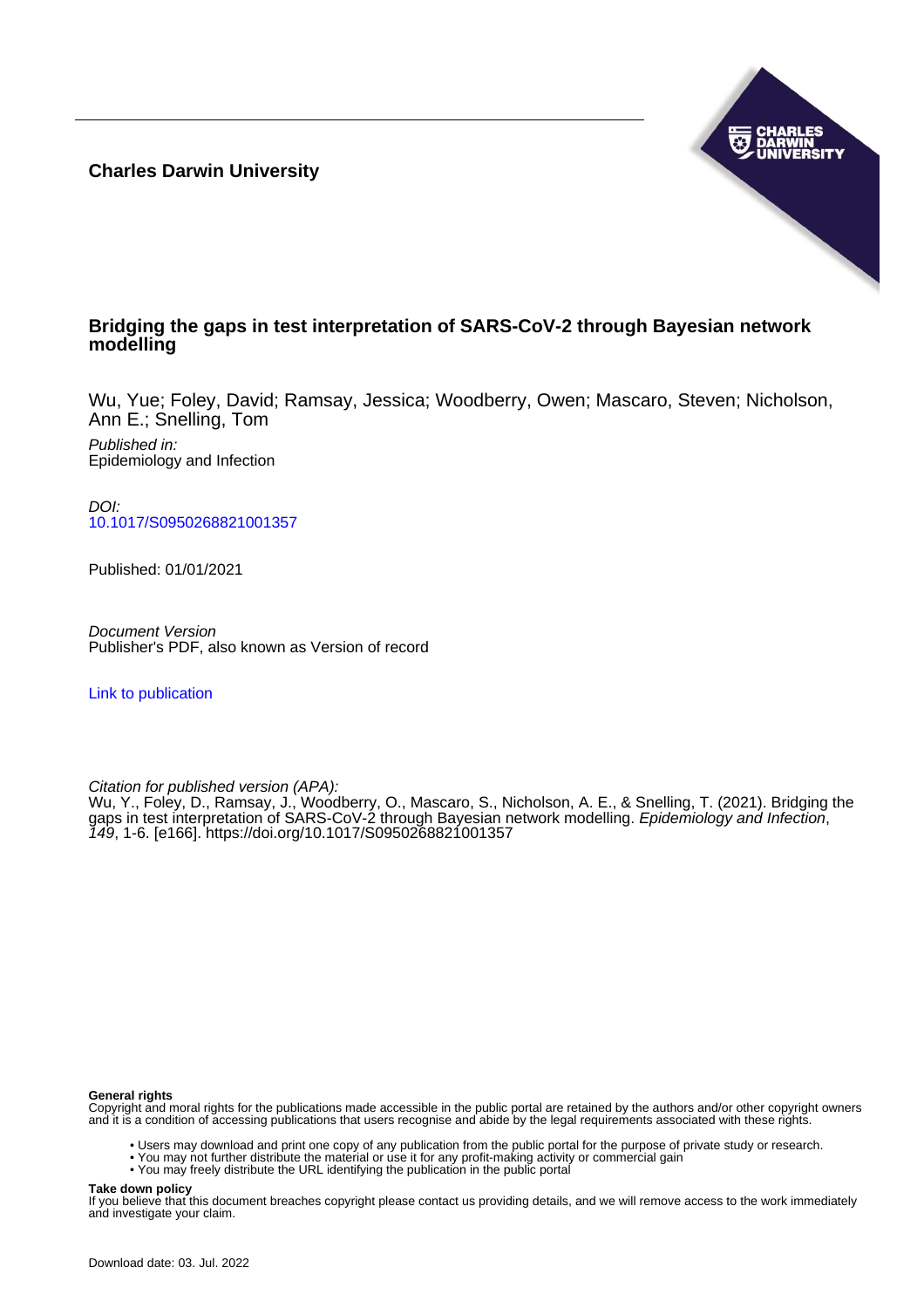**Charles Darwin University**

# Bridging the gaps in test interpretation of SARS-CoV-2 through Bayesian network modelling

Wu, Yue; Foley, David; Ramsay, Jessica; Woodberry, Owen; Mascaro, Steven; Nicholson, Ann E.; Snelling, Tom

*Published in:*
Epidemiology and Infection

*DOI:*
10.1017/S0950268821001357

Published: 01/01/2021

*Document Version*
Publisher's PDF, also known as Version of record

Link to publication

*Citation for published version (APA):*
Wu, Y., Foley, D., Ramsay, J., Woodberry, O., Mascaro, S., Nicholson, A. E., & Snelling, T. (2021). Bridging the gaps in test interpretation of SARS-CoV-2 through Bayesian network modelling. *Epidemiology and Infection*, *149*, 1-6. [e166]. https://doi.org/10.1017/S0950268821001357

**General rights**
Copyright and moral rights for the publications made accessible in the public portal are retained by the authors and/or other copyright owners and it is a condition of accessing publications that users recognise and abide by the legal requirements associated with these rights.

- Users may download and print one copy of any publication from the public portal for the purpose of private study or research.
- You may not further distribute the material or use it for any profit-making activity or commercial gain
- You may freely distribute the URL identifying the publication in the public portal

**Take down policy**
If you believe that this document breaches copyright please contact us providing details, and we will remove access to the work immediately and investigate your claim.

Download date: 03. Jul. 2022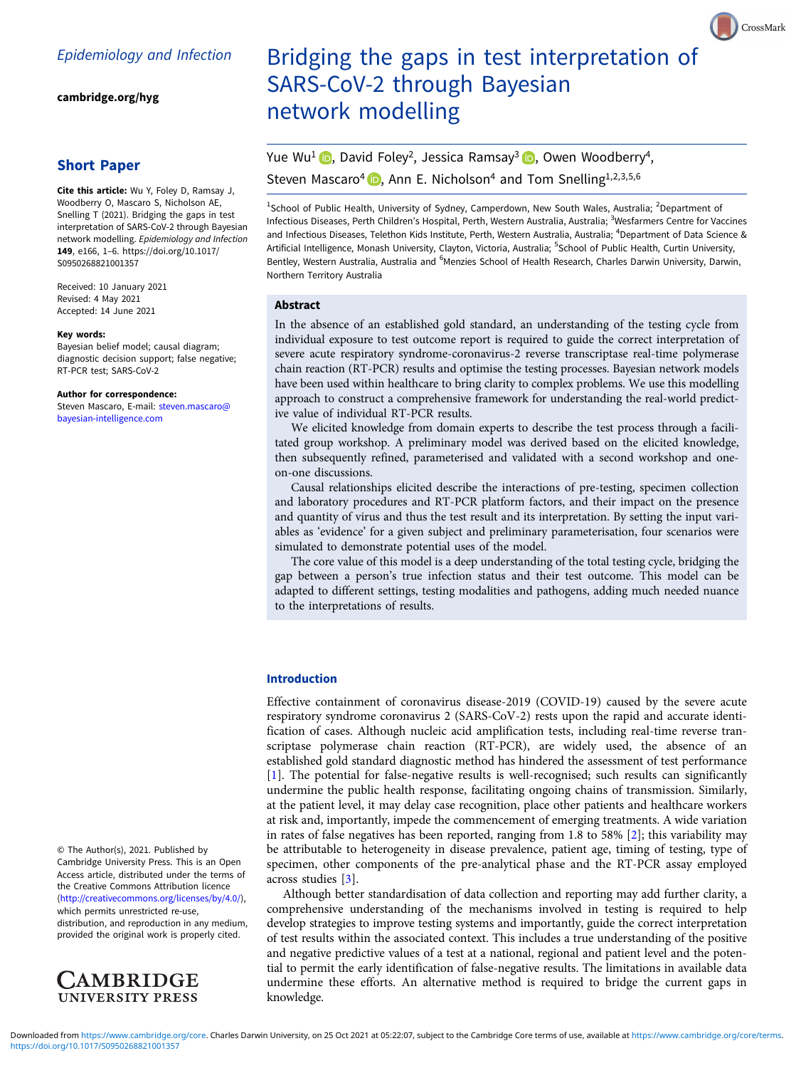# Bridging the gaps in test interpretation of SARS-CoV-2 through Bayesian network modelling

Yue Wu[1], David Foley[2], Jessica Ramsay[3], Owen Woodberry[4], Steven Mascaro[4], Ann E. Nicholson[4] and Tom Snelling[1,2,3,5,6]

[1]School of Public Health, University of Sydney, Camperdown, New South Wales, Australia; [2]Department of Infectious Diseases, Perth Children's Hospital, Perth, Western Australia, Australia; [3]Wesfarmers Centre for Vaccines and Infectious Diseases, Telethon Kids Institute, Perth, Western Australia, Australia; [4]Department of Data Science & Artificial Intelligence, Monash University, Clayton, Victoria, Australia; [5]School of Public Health, Curtin University, Bentley, Western Australia, Australia and [6]Menzies School of Health Research, Charles Darwin University, Darwin, Northern Territory Australia

**Epidemiology and Infection**

**cambridge.org/hyg**

## Short Paper

**Cite this article:** Wu Y, Foley D, Ramsay J, Woodberry O, Mascaro S, Nicholson AE, Snelling T (2021). Bridging the gaps in test interpretation of SARS-CoV-2 through Bayesian network modelling. *Epidemiology and Infection* **149**, e166, 1–6. https://doi.org/10.1017/S0950268821001357

Received: 10 January 2021
Revised: 4 May 2021
Accepted: 14 June 2021

**Key words:**
Bayesian belief model; causal diagram; diagnostic decision support; false negative; RT-PCR test; SARS-CoV-2

**Author for correspondence:**
Steven Mascaro, E-mail: steven.mascaro@bayesian-intelligence.com

© The Author(s), 2021. Published by Cambridge University Press. This is an Open Access article, distributed under the terms of the Creative Commons Attribution licence (http://creativecommons.org/licenses/by/4.0/), which permits unrestricted re-use, distribution, and reproduction in any medium, provided the original work is properly cited.

## Abstract

In the absence of an established gold standard, an understanding of the testing cycle from individual exposure to test outcome report is required to guide the correct interpretation of severe acute respiratory syndrome-coronavirus-2 reverse transcriptase real-time polymerase chain reaction (RT-PCR) results and optimise the testing processes. Bayesian network models have been used within healthcare to bring clarity to complex problems. We use this modelling approach to construct a comprehensive framework for understanding the real-world predictive value of individual RT-PCR results.

We elicited knowledge from domain experts to describe the test process through a facilitated group workshop. A preliminary model was derived based on the elicited knowledge, then subsequently refined, parameterised and validated with a second workshop and one-on-one discussions.

Causal relationships elicited describe the interactions of pre-testing, specimen collection and laboratory procedures and RT-PCR platform factors, and their impact on the presence and quantity of virus and thus the test result and its interpretation. By setting the input variables as 'evidence' for a given subject and preliminary parameterisation, four scenarios were simulated to demonstrate potential uses of the model.

The core value of this model is a deep understanding of the total testing cycle, bridging the gap between a person's true infection status and their test outcome. This model can be adapted to different settings, testing modalities and pathogens, adding much needed nuance to the interpretations of results.

## Introduction

Effective containment of coronavirus disease-2019 (COVID-19) caused by the severe acute respiratory syndrome coronavirus 2 (SARS-CoV-2) rests upon the rapid and accurate identification of cases. Although nucleic acid amplification tests, including real-time reverse transcriptase polymerase chain reaction (RT-PCR), are widely used, the absence of an established gold standard diagnostic method has hindered the assessment of test performance [1]. The potential for false-negative results is well-recognised; such results can significantly undermine the public health response, facilitating ongoing chains of transmission. Similarly, at the patient level, it may delay case recognition, place other patients and healthcare workers at risk and, importantly, impede the commencement of emerging treatments. A wide variation in rates of false negatives has been reported, ranging from 1.8 to 58% [2]; this variability may be attributable to heterogeneity in disease prevalence, patient age, timing of testing, type of specimen, other components of the pre-analytical phase and the RT-PCR assay employed across studies [3].

Although better standardisation of data collection and reporting may add further clarity, a comprehensive understanding of the mechanisms involved in testing is required to help develop strategies to improve testing systems and importantly, guide the correct interpretation of test results within the associated context. This includes a true understanding of the positive and negative predictive values of a test at a national, regional and patient level and the potential to permit the early identification of false-negative results. The limitations in available data undermine these efforts. An alternative method is required to bridge the current gaps in knowledge.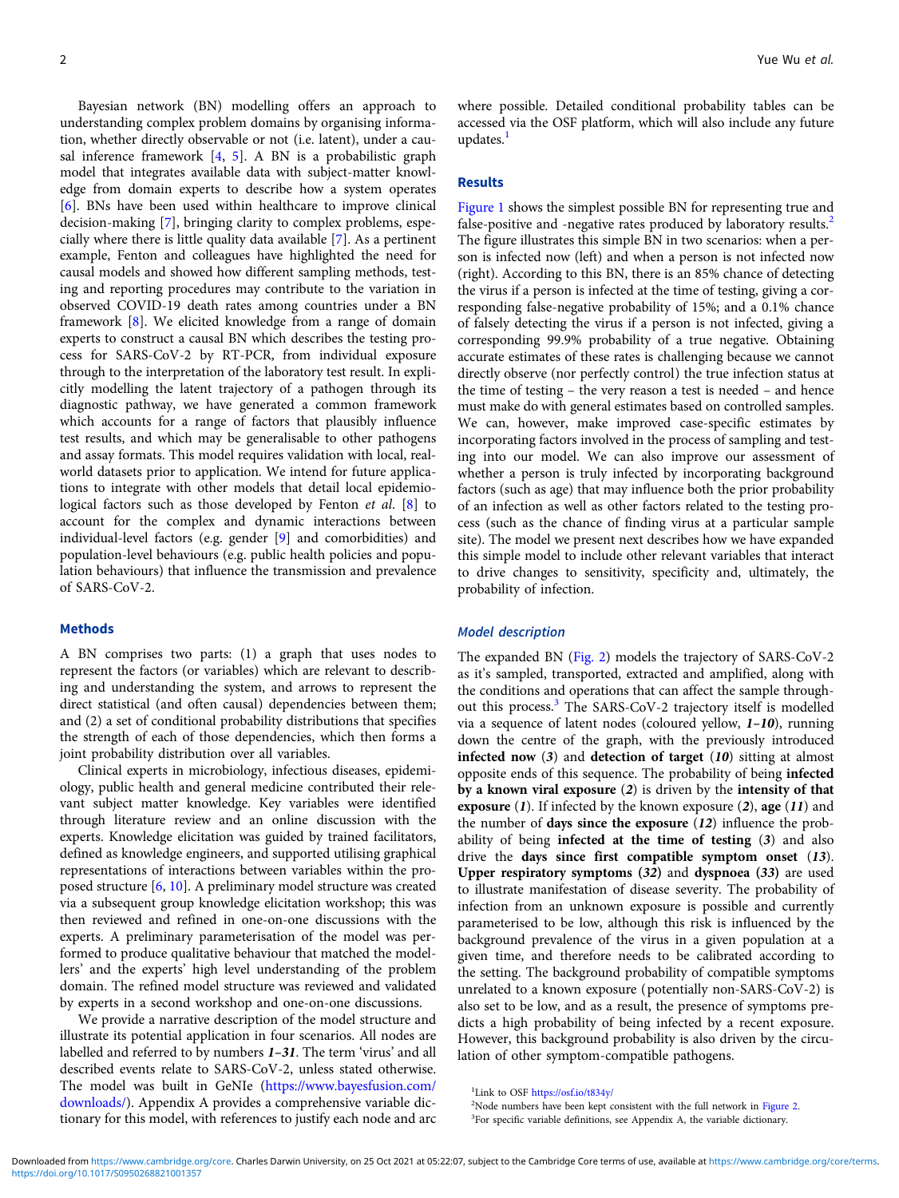Bayesian network (BN) modelling offers an approach to understanding complex problem domains by organising information, whether directly observable or not (i.e. latent), under a causal inference framework [4, 5]. A BN is a probabilistic graph model that integrates available data with subject-matter knowledge from domain experts to describe how a system operates [6]. BNs have been used within healthcare to improve clinical decision-making [7], bringing clarity to complex problems, especially where there is little quality data available [7]. As a pertinent example, Fenton and colleagues have highlighted the need for causal models and showed how different sampling methods, testing and reporting procedures may contribute to the variation in observed COVID-19 death rates among countries under a BN framework [8]. We elicited knowledge from a range of domain experts to construct a causal BN which describes the testing process for SARS-CoV-2 by RT-PCR, from individual exposure through to the interpretation of the laboratory test result. In explicitly modelling the latent trajectory of a pathogen through its diagnostic pathway, we have generated a common framework which accounts for a range of factors that plausibly influence test results, and which may be generalisable to other pathogens and assay formats. This model requires validation with local, real-world datasets prior to application. We intend for future applications to integrate with other models that detail local epidemiological factors such as those developed by Fenton *et al*. [8] to account for the complex and dynamic interactions between individual-level factors (e.g. gender [9] and comorbidities) and population-level behaviours (e.g. public health policies and population behaviours) that influence the transmission and prevalence of SARS-CoV-2.

## Methods

A BN comprises two parts: (1) a graph that uses nodes to represent the factors (or variables) which are relevant to describing and understanding the system, and arrows to represent the direct statistical (and often causal) dependencies between them; and (2) a set of conditional probability distributions that specifies the strength of each of those dependencies, which then forms a joint probability distribution over all variables.

Clinical experts in microbiology, infectious diseases, epidemiology, public health and general medicine contributed their relevant subject matter knowledge. Key variables were identified through literature review and an online discussion with the experts. Knowledge elicitation was guided by trained facilitators, defined as knowledge engineers, and supported utilising graphical representations of interactions between variables within the proposed structure [6, 10]. A preliminary model structure was created via a subsequent group knowledge elicitation workshop; this was then reviewed and refined in one-on-one discussions with the experts. A preliminary parameterisation of the model was performed to produce qualitative behaviour that matched the modellers' and the experts' high level understanding of the problem domain. The refined model structure was reviewed and validated by experts in a second workshop and one-on-one discussions.

We provide a narrative description of the model structure and illustrate its potential application in four scenarios. All nodes are labelled and referred to by numbers ***1–31***. The term 'virus' and all described events relate to SARS-CoV-2, unless stated otherwise. The model was built in GeNIe (https://www.bayesfusion.com/downloads/). Appendix A provides a comprehensive variable dictionary for this model, with references to justify each node and arc where possible. Detailed conditional probability tables can be accessed via the OSF platform, which will also include any future updates.[1]

## Results

Figure 1 shows the simplest possible BN for representing true and false-positive and -negative rates produced by laboratory results.[2] The figure illustrates this simple BN in two scenarios: when a person is infected now (left) and when a person is not infected now (right). According to this BN, there is an 85% chance of detecting the virus if a person is infected at the time of testing, giving a corresponding false-negative probability of 15%; and a 0.1% chance of falsely detecting the virus if a person is not infected, giving a corresponding 99.9% probability of a true negative. Obtaining accurate estimates of these rates is challenging because we cannot directly observe (nor perfectly control) the true infection status at the time of testing – the very reason a test is needed – and hence must make do with general estimates based on controlled samples. We can, however, make improved case-specific estimates by incorporating factors involved in the process of sampling and testing into our model. We can also improve our assessment of whether a person is truly infected by incorporating background factors (such as age) that may influence both the prior probability of an infection as well as other factors related to the testing process (such as the chance of finding virus at a particular sample site). The model we present next describes how we have expanded this simple model to include other relevant variables that interact to drive changes to sensitivity, specificity and, ultimately, the probability of infection.

### Model description

The expanded BN (Fig. 2) models the trajectory of SARS-CoV-2 as it's sampled, transported, extracted and amplified, along with the conditions and operations that can affect the sample throughout this process.[3] The SARS-CoV-2 trajectory itself is modelled via a sequence of latent nodes (coloured yellow, ***1–10***), running down the centre of the graph, with the previously introduced **infected now** (***3***) and **detection of target** (***10***) sitting at almost opposite ends of this sequence. The probability of being **infected by a known viral exposure** (***2***) is driven by the **intensity of that exposure** (***1***). If infected by the known exposure (***2***), **age** (***11***) and the number of **days since the exposure** (***12***) influence the probability of being **infected at the time of testing** (***3***) and also drive the **days since first compatible symptom onset** (***13***). **Upper respiratory symptoms** (***32***) and **dyspnoea** (***33***) are used to illustrate manifestation of disease severity. The probability of infection from an unknown exposure is possible and currently parameterised to be low, although this risk is influenced by the background prevalence of the virus in a given population at a given time, and therefore needs to be calibrated according to the setting. The background probability of compatible symptoms unrelated to a known exposure (potentially non-SARS-CoV-2) is also set to be low, and as a result, the presence of symptoms predicts a high probability of being infected by a recent exposure. However, this background probability is also driven by the circulation of other symptom-compatible pathogens.

[1] Link to OSF https://osf.io/t834y/

[2] Node numbers have been kept consistent with the full network in Figure 2.

[3] For specific variable definitions, see Appendix A, the variable dictionary.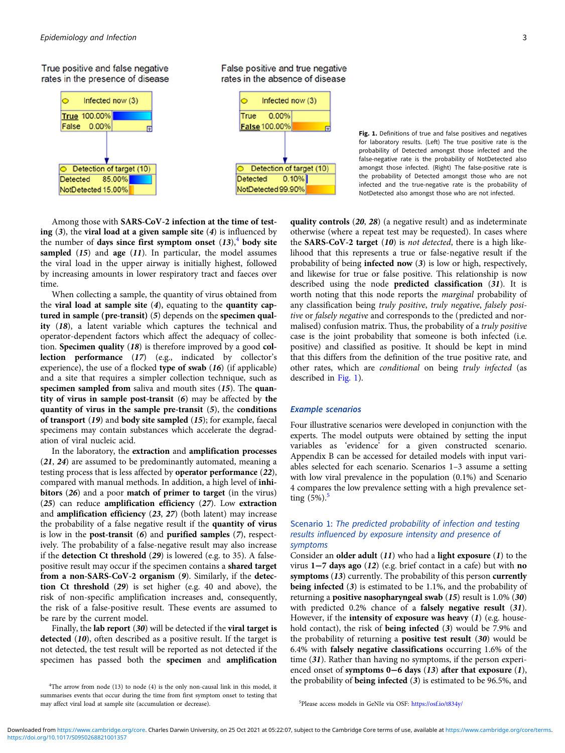True positive and false negative rates in the presence of disease

| Infected now (3) | |
|---|---|
| True | 100.00% |
| False | 0.00% |

| Detection of target (10) | |
|---|---|
| Detected | 85.00% |
| NotDetected | 15.00% |

False positive and true negative rates in the absence of disease

| Infected now (3) | |
|---|---|
| True | 0.00% |
| False | 100.00% |

| Detection of target (10) | |
|---|---|
| Detected | 0.10% |
| NotDetected | 99.90% |

**Fig. 1.** Definitions of true and false positives and negatives for laboratory results. (Left) The true positive rate is the probability of Detected amongst those infected and the false-negative rate is the probability of NotDetected also amongst those infected. (Right) The false-positive rate is the probability of Detected amongst those who are not infected and the true-negative rate is the probability of NotDetected also amongst those who are not infected.

Among those with **SARS-CoV-2 infection at the time of testing** (**3**), the **viral load at a given sample site** (**4**) is influenced by the number of **days since first symptom onset** (**13**),[4] **body site sampled** (**15**) and **age** (**11**). In particular, the model assumes the viral load in the upper airway is initially highest, followed by increasing amounts in lower respiratory tract and faeces over time.

When collecting a sample, the quantity of virus obtained from the **viral load at sample site** (**4**), equating to the **quantity captured in sample (pre-transit)** (**5**) depends on the **specimen quality** (**18**), a latent variable which captures the technical and operator-dependent factors which affect the adequacy of collection. **Specimen quality** (**18**) is therefore improved by a good **collection performance** (**17**) (e.g., indicated by collector's experience), the use of a flocked **type of swab** (**16**) (if applicable) and a site that requires a simpler collection technique, such as **specimen sampled from** saliva and mouth sites (**15**). The **quantity of virus in sample post-transit** (**6**) may be affected by **the quantity of virus in the sample pre-transit** (**5**), the **conditions of transport** (**19**) and **body site sampled** (**15**); for example, faecal specimens may contain substances which accelerate the degradation of viral nucleic acid.

In the laboratory, the **extraction** and **amplification processes** (**21**, **24**) are assumed to be predominantly automated, meaning a testing process that is less affected by **operator performance** (**22**), compared with manual methods. In addition, a high level of **inhibitors** (**26**) and a poor **match of primer to target** (in the virus) (**25**) can reduce **amplification efficiency** (**27**). Low **extraction** and **amplification efficiency** (**23**, **27**) (both latent) may increase the probability of a false negative result if the **quantity of virus** is low in the **post-transit** (**6**) and **purified samples** (**7**), respectively. The probability of a false-negative result may also increase if the **detection Ct threshold** (**29**) is lowered (e.g. to 35). A false-positive result may occur if the specimen contains a **shared target from a non-SARS-CoV-2 organism** (**9**). Similarly, if the **detection Ct threshold** (**29**) is set higher (e.g. 40 and above), the risk of non-specific amplification increases and, consequently, the risk of a false-positive result. These events are assumed to be rare by the current model.

Finally, the **lab report** (**30**) will be detected if the **viral target is detected** (**10**), often described as a positive result. If the target is not detected, the test result will be reported as not detected if the specimen has passed both the **specimen** and **amplification quality controls** (**20**, **28**) (a negative result) and as indeterminate otherwise (where a repeat test may be requested). In cases where the **SARS-CoV-2 target** (**10**) is *not detected*, there is a high likelihood that this represents a true or false-negative result if the probability of being **infected now** (**3**) is low or high, respectively, and likewise for true or false positive. This relationship is now described using the node **predicted classification** (**31**). It is worth noting that this node reports the *marginal* probability of any classification being *truly positive*, *truly negative*, *falsely positive* or *falsely negative* and corresponds to the (predicted and normalised) confusion matrix. Thus, the probability of a *truly positive* case is the joint probability that someone is both infected (i.e. positive) and classified as positive. It should be kept in mind that this differs from the definition of the true positive rate, and other rates, which are *conditional* on being *truly infected* (as described in Fig. 1).

### Example scenarios

Four illustrative scenarios were developed in conjunction with the experts. The model outputs were obtained by setting the input variables as 'evidence' for a given constructed scenario. Appendix B can be accessed for detailed models with input variables selected for each scenario. Scenarios 1–3 assume a setting with low viral prevalence in the population (0.1%) and Scenario 4 compares the low prevalence setting with a high prevalence setting (5%).[5]

### Scenario 1: *The predicted probability of infection and testing results influenced by exposure intensity and presence of symptoms*

Consider an **older adult** (**11**) who had a **light exposure** (**1**) to the virus **1–7 days ago** (**12**) (e.g. brief contact in a cafe) but with **no symptoms** (**13**) currently. The probability of this person **currently being infected** (**3**) is estimated to be 1.1%, and the probability of returning a **positive nasopharyngeal swab** (**15**) result is 1.0% (**30**) with predicted 0.2% chance of a **falsely negative result** (**31**). However, if the **intensity of exposure was heavy** (**1**) (e.g. household contact), the risk of **being infected** (**3**) would be 7.9% and the probability of returning a **positive test result** (**30**) would be 6.4% with **falsely negative classifications** occurring 1.6% of the time (**31**). Rather than having no symptoms, if the person experienced onset of **symptoms 0–6 days** (**13**) **after that exposure** (**1**), the probability of **being infected** (**3**) is estimated to be 96.5%, and

[4]The arrow from node (13) to node (4) is the only non-causal link in this model, it summarises events that occur during the time from first symptom onset to testing that may affect viral load at sample site (accumulation or decrease).

[5]Please access models in GeNIe via OSF: https://osf.io/t834y/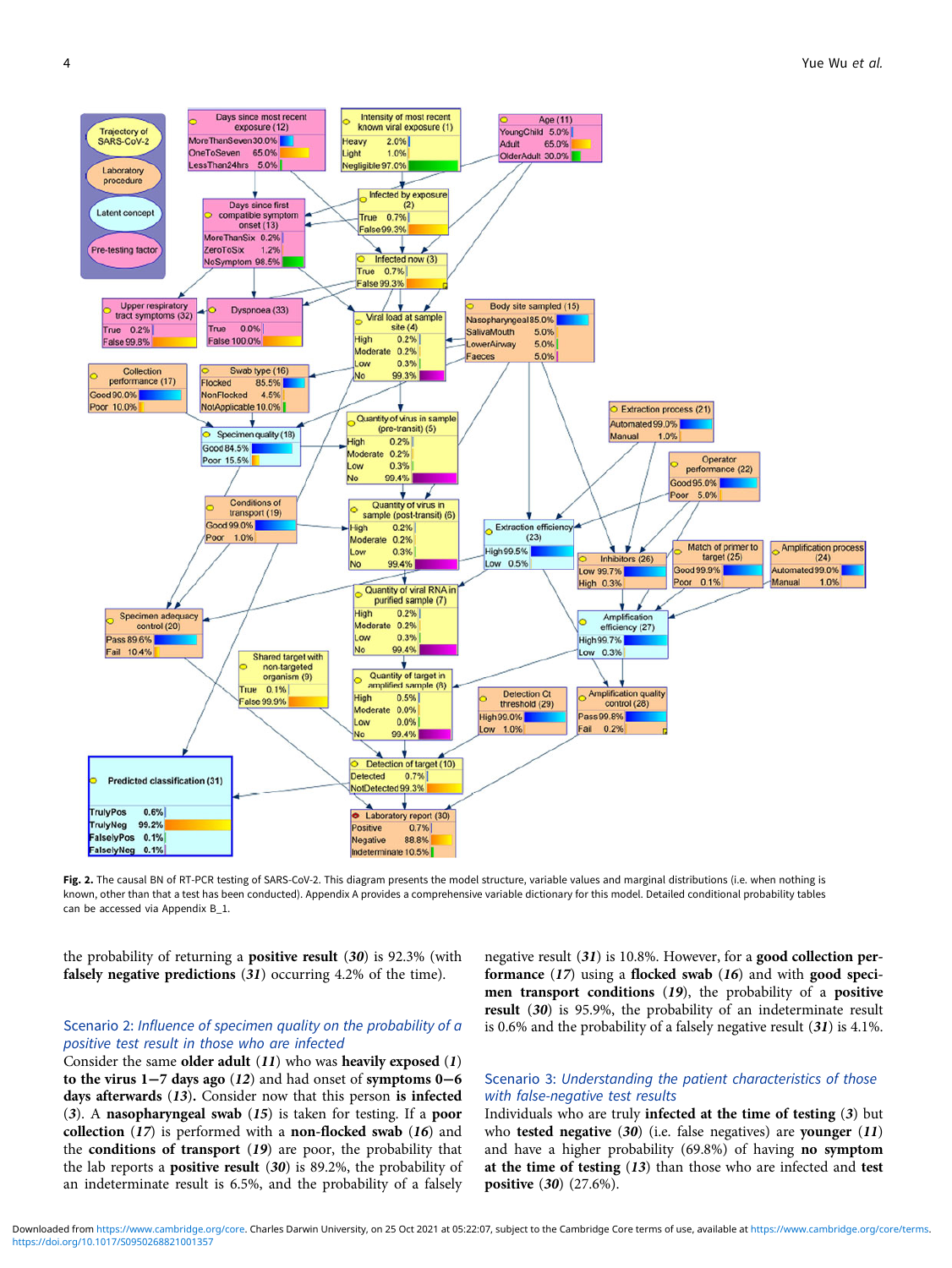**Fig. 2.** The causal BN of RT-PCR testing of SARS-CoV-2. This diagram presents the model structure, variable values and marginal distributions (i.e. when nothing is known, other than that a test has been conducted). Appendix A provides a comprehensive variable dictionary for this model. Detailed conditional probability tables can be accessed via Appendix B_1.

the probability of returning a **positive result** (***30***) is 92.3% (with **falsely negative predictions** (***31***) occurring 4.2% of the time).

### Scenario 2: *Influence of specimen quality on the probability of a positive test result in those who are infected*

Consider the same **older adult** (***11***) who was **heavily exposed** (***1***) **to the virus 1−7 days ago** (***12***) and had onset of **symptoms 0−6 days afterwards** (***13***)**.** Consider now that this person **is infected** (***3***). A **nasopharyngeal swab** (***15***) is taken for testing. If a **poor collection** (***17***) is performed with a **non-flocked swab** (***16***) and the **conditions of transport** (***19***) are poor, the probability that the lab reports a **positive result** (***30***) is 89.2%, the probability of an indeterminate result is 6.5%, and the probability of a falsely negative result (***31***) is 10.8%. However, for a **good collection performance** (***17***) using a **flocked swab** (***16***) and with **good specimen transport conditions** (***19***), the probability of a **positive result** (***30***) is 95.9%, the probability of an indeterminate result is 0.6% and the probability of a falsely negative result (***31***) is 4.1%.

### Scenario 3: *Understanding the patient characteristics of those with false-negative test results*

Individuals who are truly **infected at the time of testing** (***3***) but who **tested negative** (***30***) (i.e. false negatives) are **younger** (***11***) and have a higher probability (69.8%) of having **no symptom at the time of testing** (***13***) than those who are infected and **test positive** (***30***) (27.6%).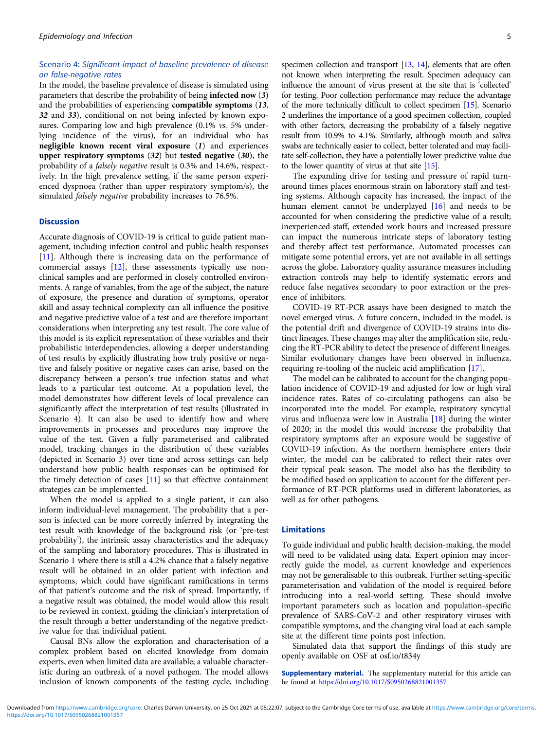### Scenario 4: *Significant impact of baseline prevalence of disease on false-negative rates*

In the model, the baseline prevalence of disease is simulated using parameters that describe the probability of being **infected now** (***3***) and the probabilities of experiencing **compatible symptoms** (***13***, ***32*** and ***33***), conditional on not being infected by known exposures. Comparing low and high prevalence (0.1% *vs.* 5% underlying incidence of the virus), for an individual who has **negligible known recent viral exposure** (***1***) and experiences **upper respiratory symptoms** (***32***) but **tested negative** (***30***), the probability of a *falsely negative* result is 0.3% and 14.6%, respectively. In the high prevalence setting, if the same person experienced dyspnoea (rather than upper respiratory symptom/s), the simulated *falsely negative* probability increases to 76.5%.

## Discussion

Accurate diagnosis of COVID-19 is critical to guide patient management, including infection control and public health responses [11]. Although there is increasing data on the performance of commercial assays [12], these assessments typically use non-clinical samples and are performed in closely controlled environments. A range of variables, from the age of the subject, the nature of exposure, the presence and duration of symptoms, operator skill and assay technical complexity can all influence the positive and negative predictive value of a test and are therefore important considerations when interpreting any test result. The core value of this model is its explicit representation of these variables and their probabilistic interdependencies, allowing a deeper understanding of test results by explicitly illustrating how truly positive or negative and falsely positive or negative cases can arise, based on the discrepancy between a person's true infection status and what leads to a particular test outcome. At a population level, the model demonstrates how different levels of local prevalence can significantly affect the interpretation of test results (illustrated in Scenario 4). It can also be used to identify how and where improvements in processes and procedures may improve the value of the test. Given a fully parameterised and calibrated model, tracking changes in the distribution of these variables (depicted in Scenario 3) over time and across settings can help understand how public health responses can be optimised for the timely detection of cases [11] so that effective containment strategies can be implemented.

When the model is applied to a single patient, it can also inform individual-level management. The probability that a person is infected can be more correctly inferred by integrating the test result with knowledge of the background risk (or 'pre-test probability'), the intrinsic assay characteristics and the adequacy of the sampling and laboratory procedures. This is illustrated in Scenario 1 where there is still a 4.2% chance that a falsely negative result will be obtained in an older patient with infection and symptoms, which could have significant ramifications in terms of that patient's outcome and the risk of spread. Importantly, if a negative result was obtained, the model would allow this result to be reviewed in context, guiding the clinician's interpretation of the result through a better understanding of the negative predictive value for that individual patient.

Causal BNs allow the exploration and characterisation of a complex problem based on elicited knowledge from domain experts, even when limited data are available; a valuable characteristic during an outbreak of a novel pathogen. The model allows inclusion of known components of the testing cycle, including specimen collection and transport [13, 14], elements that are often not known when interpreting the result. Specimen adequacy can influence the amount of virus present at the site that is 'collected' for testing. Poor collection performance may reduce the advantage of the more technically difficult to collect specimen [15]. Scenario 2 underlines the importance of a good specimen collection, coupled with other factors, decreasing the probability of a falsely negative result from 10.9% to 4.1%. Similarly, although mouth and saliva swabs are technically easier to collect, better tolerated and may facilitate self-collection, they have a potentially lower predictive value due to the lower quantity of virus at that site [15].

The expanding drive for testing and pressure of rapid turnaround times places enormous strain on laboratory staff and testing systems. Although capacity has increased, the impact of the human element cannot be underplayed [16] and needs to be accounted for when considering the predictive value of a result; inexperienced staff, extended work hours and increased pressure can impact the numerous intricate steps of laboratory testing and thereby affect test performance. Automated processes can mitigate some potential errors, yet are not available in all settings across the globe. Laboratory quality assurance measures including extraction controls may help to identify systematic errors and reduce false negatives secondary to poor extraction or the presence of inhibitors.

COVID-19 RT-PCR assays have been designed to match the novel emerged virus. A future concern, included in the model, is the potential drift and divergence of COVID-19 strains into distinct lineages. These changes may alter the amplification site, reducing the RT-PCR ability to detect the presence of different lineages. Similar evolutionary changes have been observed in influenza, requiring re-tooling of the nucleic acid amplification [17].

The model can be calibrated to account for the changing population incidence of COVID-19 and adjusted for low or high viral incidence rates. Rates of co-circulating pathogens can also be incorporated into the model. For example, respiratory syncytial virus and influenza were low in Australia [18] during the winter of 2020; in the model this would increase the probability that respiratory symptoms after an exposure would be suggestive of COVID-19 infection. As the northern hemisphere enters their winter, the model can be calibrated to reflect their rates over their typical peak season. The model also has the flexibility to be modified based on application to account for the different performance of RT-PCR platforms used in different laboratories, as well as for other pathogens.

## Limitations

To guide individual and public health decision-making, the model will need to be validated using data. Expert opinion may incorrectly guide the model, as current knowledge and experiences may not be generalisable to this outbreak. Further setting-specific parameterisation and validation of the model is required before introducing into a real-world setting. These should involve important parameters such as location and population-specific prevalence of SARS-CoV-2 and other respiratory viruses with compatible symptoms, and the changing viral load at each sample site at the different time points post infection.

Simulated data that support the findings of this study are openly available on OSF at osf.io/t834y

**Supplementary material.** The supplementary material for this article can be found at https://doi.org/10.1017/S0950268821001357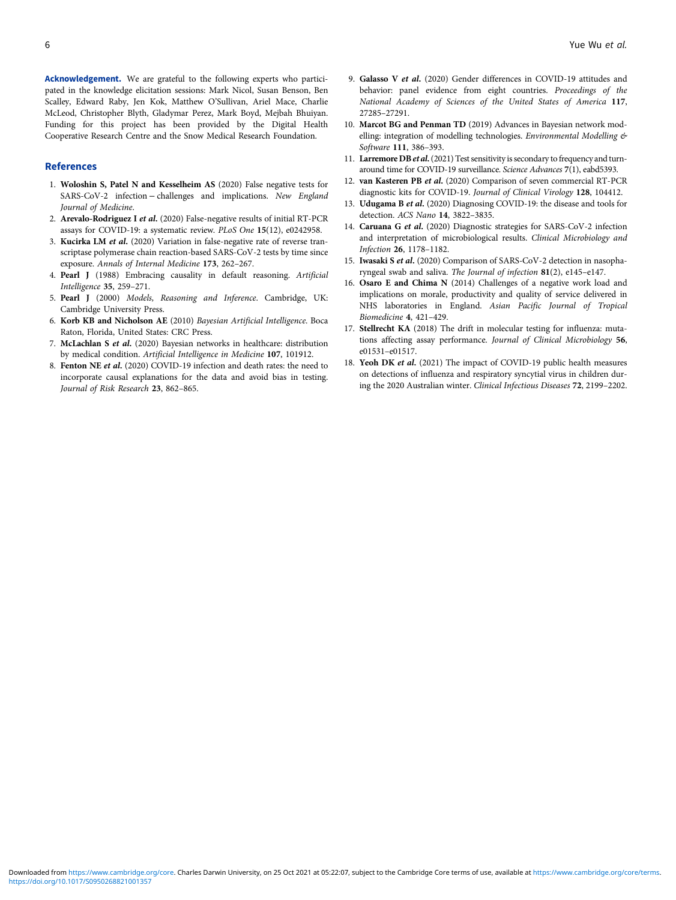**Acknowledgement.** We are grateful to the following experts who participated in the knowledge elicitation sessions: Mark Nicol, Susan Benson, Ben Scalley, Edward Raby, Jen Kok, Matthew O'Sullivan, Ariel Mace, Charlie McLeod, Christopher Blyth, Gladymar Perez, Mark Boyd, Mejbah Bhuiyan. Funding for this project has been provided by the Digital Health Cooperative Research Centre and the Snow Medical Research Foundation.

## References

1. **Woloshin S, Patel N and Kesselheim AS** (2020) False negative tests for SARS-CoV-2 infection – challenges and implications. *New England Journal of Medicine*.
2. **Arevalo-Rodriguez I *et al.*** (2020) False-negative results of initial RT-PCR assays for COVID-19: a systematic review. *PLoS One* **15**(12), e0242958.
3. **Kucirka LM *et al.*** (2020) Variation in false-negative rate of reverse transcriptase polymerase chain reaction-based SARS-CoV-2 tests by time since exposure. *Annals of Internal Medicine* **173**, 262–267.
4. **Pearl J** (1988) Embracing causality in default reasoning. *Artificial Intelligence* **35**, 259–271.
5. **Pearl J** (2000) *Models, Reasoning and Inference*. Cambridge, UK: Cambridge University Press.
6. **Korb KB and Nicholson AE** (2010) *Bayesian Artificial Intelligence*. Boca Raton, Florida, United States: CRC Press.
7. **McLachlan S *et al.*** (2020) Bayesian networks in healthcare: distribution by medical condition. *Artificial Intelligence in Medicine* **107**, 101912.
8. **Fenton NE *et al.*** (2020) COVID-19 infection and death rates: the need to incorporate causal explanations for the data and avoid bias in testing. *Journal of Risk Research* **23**, 862–865.
9. **Galasso V *et al.*** (2020) Gender differences in COVID-19 attitudes and behavior: panel evidence from eight countries. *Proceedings of the National Academy of Sciences of the United States of America* **117**, 27285–27291.
10. **Marcot BG and Penman TD** (2019) Advances in Bayesian network modelling: integration of modelling technologies. *Environmental Modelling & Software* **111**, 386–393.
11. **Larremore DB *et al.*** (2021) Test sensitivity is secondary to frequency and turnaround time for COVID-19 surveillance. *Science Advances* **7**(1), eabd5393.
12. **van Kasteren PB *et al.*** (2020) Comparison of seven commercial RT-PCR diagnostic kits for COVID-19. *Journal of Clinical Virology* **128**, 104412.
13. **Udugama B *et al.*** (2020) Diagnosing COVID-19: the disease and tools for detection. *ACS Nano* **14**, 3822–3835.
14. **Caruana G *et al.*** (2020) Diagnostic strategies for SARS-CoV-2 infection and interpretation of microbiological results. *Clinical Microbiology and Infection* **26**, 1178–1182.
15. **Iwasaki S *et al.*** (2020) Comparison of SARS-CoV-2 detection in nasopharyngeal swab and saliva. *The Journal of infection* **81**(2), e145–e147.
16. **Osaro E and Chima N** (2014) Challenges of a negative work load and implications on morale, productivity and quality of service delivered in NHS laboratories in England. *Asian Pacific Journal of Tropical Biomedicine* **4**, 421–429.
17. **Stellrecht KA** (2018) The drift in molecular testing for influenza: mutations affecting assay performance. *Journal of Clinical Microbiology* **56**, e01531–e01517.
18. **Yeoh DK *et al.*** (2021) The impact of COVID-19 public health measures on detections of influenza and respiratory syncytial virus in children during the 2020 Australian winter. *Clinical Infectious Diseases* **72**, 2199–2202.